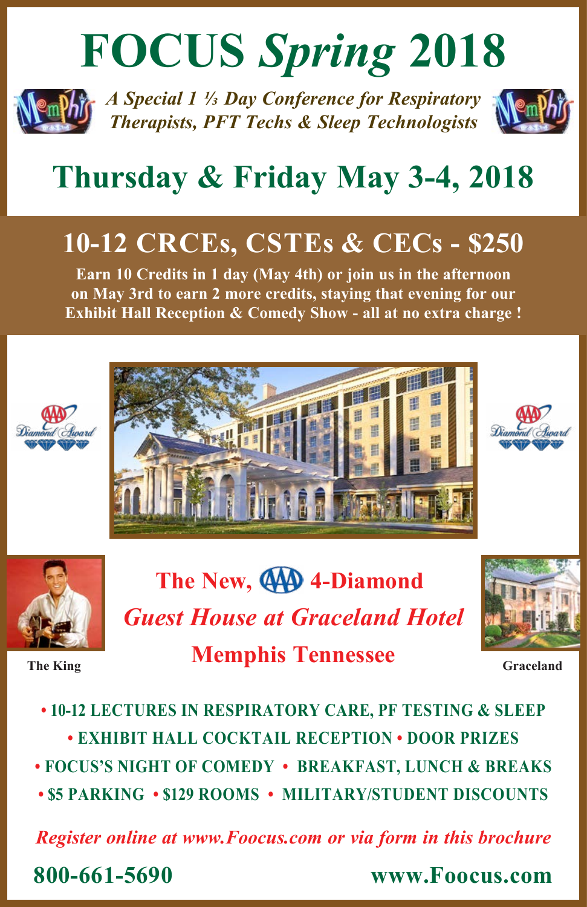# FOCUS *Spring* 2018

***A Special 1 ⅓ Day Conference for Respiratory Therapists, PFT Techs & Sleep Technologists***

## Thursday & Friday May 3-4, 2018

## 10-12 CRCEs, CSTEs & CECs - $250

**Earn 10 Credits in 1 day (May 4th) or join us in the afternoon on May 3rd to earn 2 more credits, staying that evening for our Exhibit Hall Reception & Comedy Show - all at no extra charge !**

## The New, AAA 4-Diamond
## *Guest House at Graceland Hotel*
## Memphis Tennessee

The King

Graceland

- **10-12 LECTURES IN RESPIRATORY CARE, PF TESTING & SLEEP**
- **EXHIBIT HALL COCKTAIL RECEPTION**
- **DOOR PRIZES**
- **FOCUS'S NIGHT OF COMEDY**
- **BREAKFAST, LUNCH & BREAKS**
- **$5 PARKING**
- **$129 ROOMS**
- **MILITARY/STUDENT DISCOUNTS**

***Register online at www.Foocus.com or via form in this brochure***

**800-661-5690** **www.Foocus.com**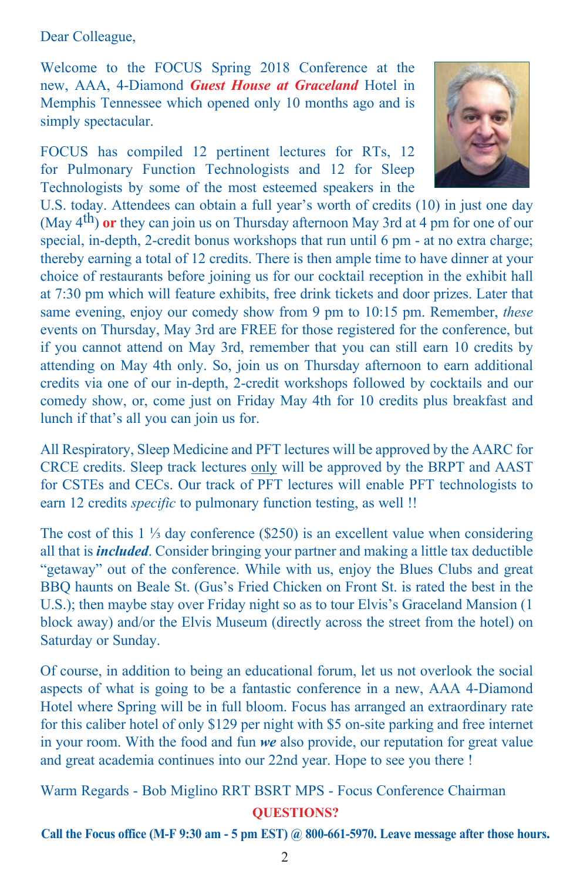Dear Colleague,

Welcome to the FOCUS Spring 2018 Conference at the new, AAA, 4-Diamond ***Guest House at Graceland*** Hotel in Memphis Tennessee which opened only 10 months ago and is simply spectacular.

FOCUS has compiled 12 pertinent lectures for RTs, 12 for Pulmonary Function Technologists and 12 for Sleep Technologists by some of the most esteemed speakers in the U.S. today. Attendees can obtain a full year's worth of credits (10) in just one day (May 4th) **or** they can join us on Thursday afternoon May 3rd at 4 pm for one of our special, in-depth, 2-credit bonus workshops that run until 6 pm - at no extra charge; thereby earning a total of 12 credits. There is then ample time to have dinner at your choice of restaurants before joining us for our cocktail reception in the exhibit hall at 7:30 pm which will feature exhibits, free drink tickets and door prizes. Later that same evening, enjoy our comedy show from 9 pm to 10:15 pm. Remember, *these* events on Thursday, May 3rd are FREE for those registered for the conference, but if you cannot attend on May 3rd, remember that you can still earn 10 credits by attending on May 4th only. So, join us on Thursday afternoon to earn additional credits via one of our in-depth, 2-credit workshops followed by cocktails and our comedy show, or, come just on Friday May 4th for 10 credits plus breakfast and lunch if that's all you can join us for.

All Respiratory, Sleep Medicine and PFT lectures will be approved by the AARC for CRCE credits. Sleep track lectures only will be approved by the BRPT and AAST for CSTEs and CECs. Our track of PFT lectures will enable PFT technologists to earn 12 credits *specific* to pulmonary function testing, as well !!

The cost of this 1 ⅓ day conference ($250) is an excellent value when considering all that is ***included***. Consider bringing your partner and making a little tax deductible "getaway" out of the conference. While with us, enjoy the Blues Clubs and great BBQ haunts on Beale St. (Gus's Fried Chicken on Front St. is rated the best in the U.S.); then maybe stay over Friday night so as to tour Elvis's Graceland Mansion (1 block away) and/or the Elvis Museum (directly across the street from the hotel) on Saturday or Sunday.

Of course, in addition to being an educational forum, let us not overlook the social aspects of what is going to be a fantastic conference in a new, AAA 4-Diamond Hotel where Spring will be in full bloom. Focus has arranged an extraordinary rate for this caliber hotel of only $129 per night with $5 on-site parking and free internet in your room. With the food and fun ***we*** also provide, our reputation for great value and great academia continues into our 22nd year. Hope to see you there !

Warm Regards - Bob Miglino RRT BSRT MPS - Focus Conference Chairman

**QUESTIONS?**

**Call the Focus office (M-F 9:30 am - 5 pm EST) @ 800-661-5970. Leave message after those hours.**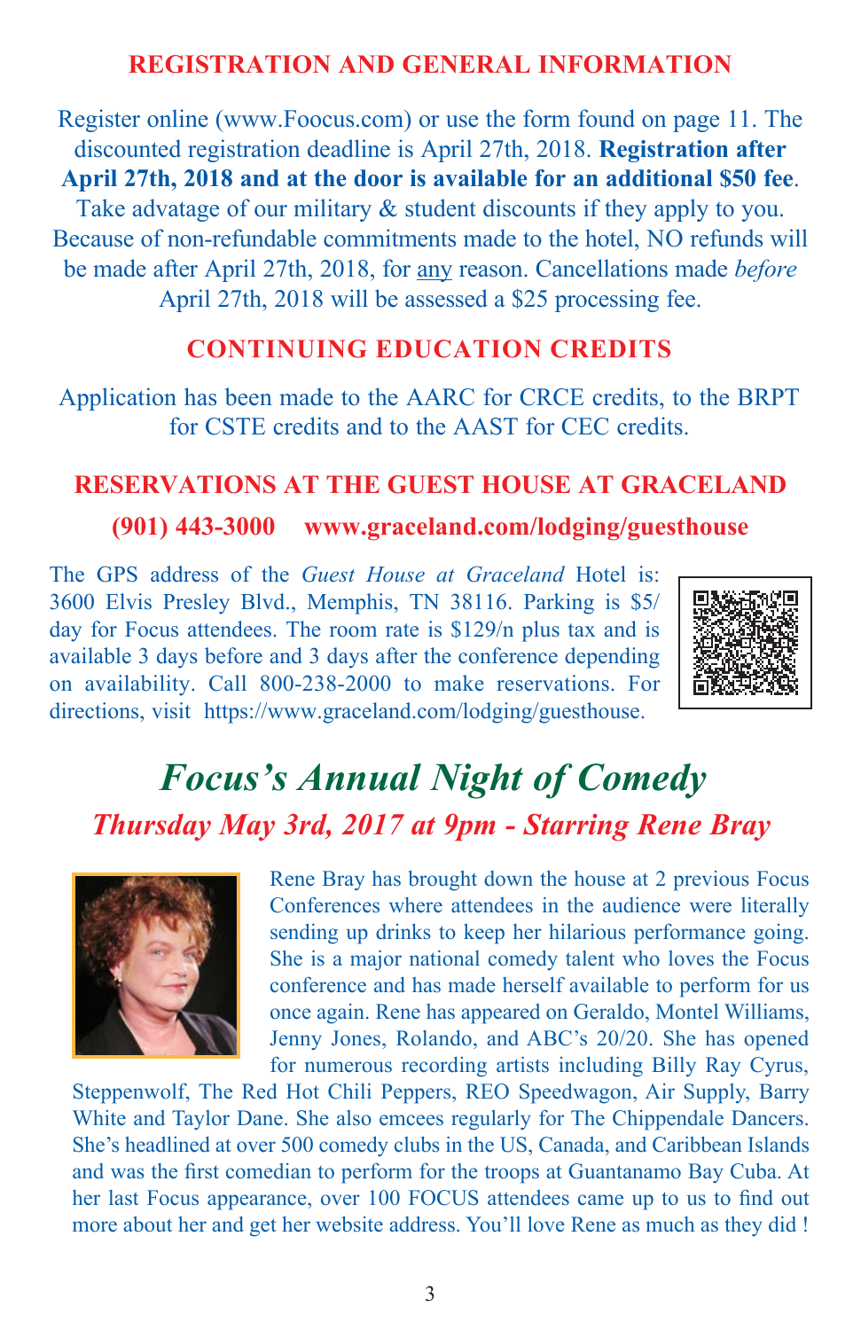## REGISTRATION AND GENERAL INFORMATION

Register online (www.Foocus.com) or use the form found on page 11. The discounted registration deadline is April 27th, 2018. **Registration after April 27th, 2018 and at the door is available for an additional $50 fee**. Take advatage of our military & student discounts if they apply to you. Because of non-refundable commitments made to the hotel, NO refunds will be made after April 27th, 2018, for any reason. Cancellations made *before* April 27th, 2018 will be assessed a $25 processing fee.

## CONTINUING EDUCATION CREDITS

Application has been made to the AARC for CRCE credits, to the BRPT for CSTE credits and to the AAST for CEC credits.

## RESERVATIONS AT THE GUEST HOUSE AT GRACELAND

**(901) 443-3000 www.graceland.com/lodging/guesthouse**

The GPS address of the *Guest House at Graceland* Hotel is: 3600 Elvis Presley Blvd., Memphis, TN 38116. Parking is $5/day for Focus attendees. The room rate is $129/n plus tax and is available 3 days before and 3 days after the conference depending on availability. Call 800-238-2000 to make reservations. For directions, visit https://www.graceland.com/lodging/guesthouse.

# *Focus's Annual Night of Comedy*

## *Thursday May 3rd, 2017 at 9pm - Starring Rene Bray*

Rene Bray has brought down the house at 2 previous Focus Conferences where attendees in the audience were literally sending up drinks to keep her hilarious performance going. She is a major national comedy talent who loves the Focus conference and has made herself available to perform for us once again. Rene has appeared on Geraldo, Montel Williams, Jenny Jones, Rolando, and ABC's 20/20. She has opened for numerous recording artists including Billy Ray Cyrus, Steppenwolf, The Red Hot Chili Peppers, REO Speedwagon, Air Supply, Barry White and Taylor Dane. She also emcees regularly for The Chippendale Dancers. She's headlined at over 500 comedy clubs in the US, Canada, and Caribbean Islands and was the first comedian to perform for the troops at Guantanamo Bay Cuba. At her last Focus appearance, over 100 FOCUS attendees came up to us to find out more about her and get her website address. You'll love Rene as much as they did !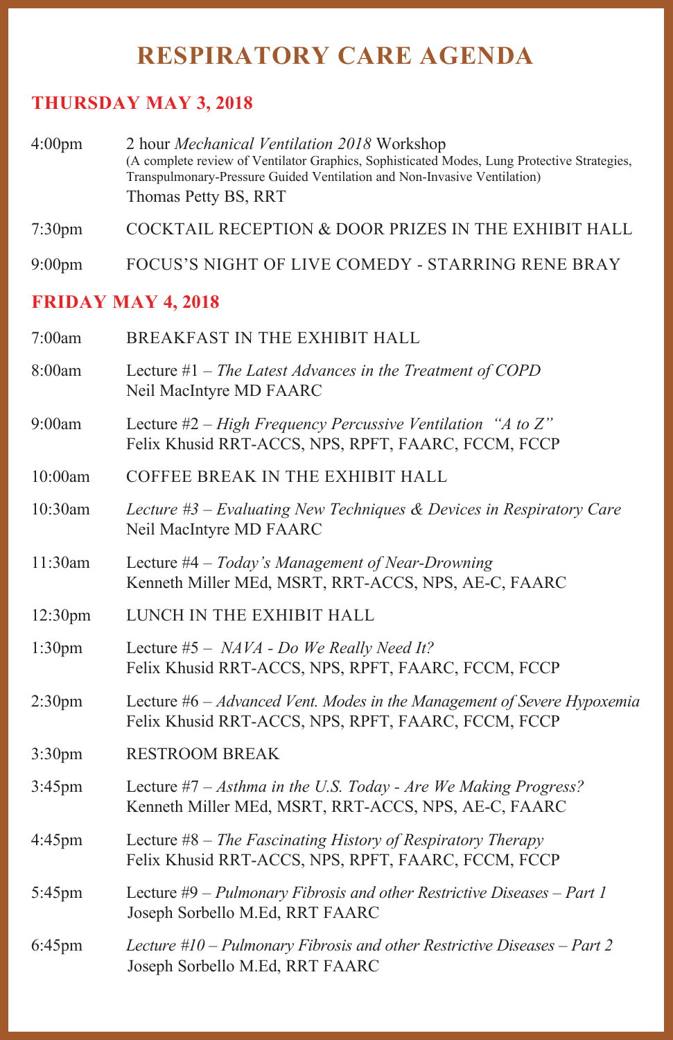# RESPIRATORY CARE AGENDA

## THURSDAY MAY 3, 2018

| | |
|---|---|
| 4:00pm | 2 hour *Mechanical Ventilation 2018* Workshop (A complete review of Ventilator Graphics, Sophisticated Modes, Lung Protective Strategies, Transpulmonary-Pressure Guided Ventilation and Non-Invasive Ventilation) Thomas Petty BS, RRT |
| 7:30pm | COCKTAIL RECEPTION & DOOR PRIZES IN THE EXHIBIT HALL |
| 9:00pm | FOCUS'S NIGHT OF LIVE COMEDY - STARRING RENE BRAY |

## FRIDAY MAY 4, 2018

| | |
|---|---|
| 7:00am | BREAKFAST IN THE EXHIBIT HALL |
| 8:00am | Lecture #1 – *The Latest Advances in the Treatment of COPD* Neil MacIntyre MD FAARC |
| 9:00am | Lecture #2 – *High Frequency Percussive Ventilation "A to Z"* Felix Khusid RRT-ACCS, NPS, RPFT, FAARC, FCCM, FCCP |
| 10:00am | COFFEE BREAK IN THE EXHIBIT HALL |
| 10:30am | *Lecture #3 – Evaluating New Techniques & Devices in Respiratory Care* Neil MacIntyre MD FAARC |
| 11:30am | Lecture #4 – *Today's Management of Near-Drowning* Kenneth Miller MEd, MSRT, RRT-ACCS, NPS, AE-C, FAARC |
| 12:30pm | LUNCH IN THE EXHIBIT HALL |
| 1:30pm | Lecture #5 – *NAVA - Do We Really Need It?* Felix Khusid RRT-ACCS, NPS, RPFT, FAARC, FCCM, FCCP |
| 2:30pm | Lecture #6 – *Advanced Vent. Modes in the Management of Severe Hypoxemia* Felix Khusid RRT-ACCS, NPS, RPFT, FAARC, FCCM, FCCP |
| 3:30pm | RESTROOM BREAK |
| 3:45pm | Lecture #7 – *Asthma in the U.S. Today - Are We Making Progress?* Kenneth Miller MEd, MSRT, RRT-ACCS, NPS, AE-C, FAARC |
| 4:45pm | Lecture #8 – *The Fascinating History of Respiratory Therapy* Felix Khusid RRT-ACCS, NPS, RPFT, FAARC, FCCM, FCCP |
| 5:45pm | Lecture #9 – *Pulmonary Fibrosis and other Restrictive Diseases – Part 1* Joseph Sorbello M.Ed, RRT FAARC |
| 6:45pm | *Lecture #10 – Pulmonary Fibrosis and other Restrictive Diseases – Part 2* Joseph Sorbello M.Ed, RRT FAARC |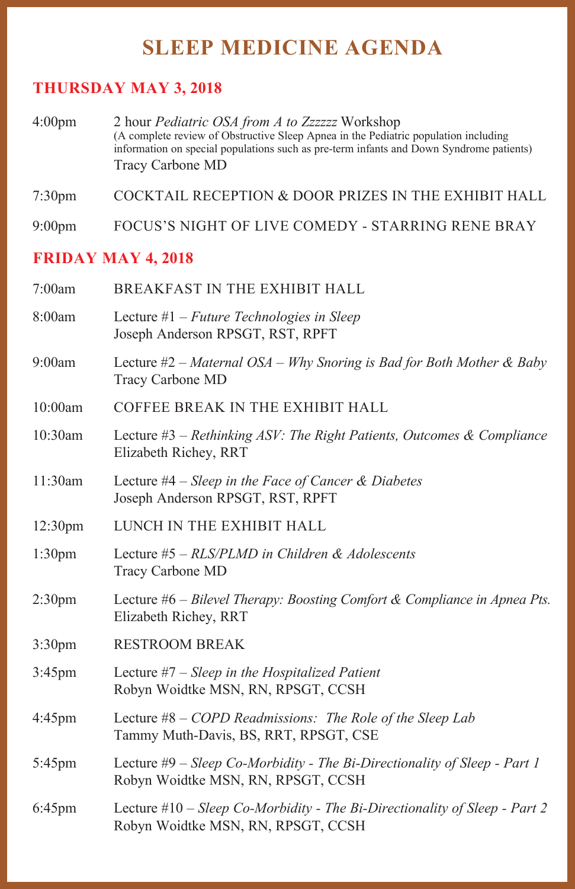# SLEEP MEDICINE AGENDA

## THURSDAY MAY 3, 2018

4:00pm — 2 hour *Pediatric OSA from A to Zzzzzz* Workshop
(A complete review of Obstructive Sleep Apnea in the Pediatric population including information on special populations such as pre-term infants and Down Syndrome patients)
Tracy Carbone MD

7:30pm — COCKTAIL RECEPTION & DOOR PRIZES IN THE EXHIBIT HALL

9:00pm — FOCUS'S NIGHT OF LIVE COMEDY - STARRING RENE BRAY

## FRIDAY MAY 4, 2018

7:00am — BREAKFAST IN THE EXHIBIT HALL

8:00am — Lecture #1 – *Future Technologies in Sleep*
Joseph Anderson RPSGT, RST, RPFT

9:00am — Lecture #2 – *Maternal OSA – Why Snoring is Bad for Both Mother & Baby*
Tracy Carbone MD

10:00am — COFFEE BREAK IN THE EXHIBIT HALL

10:30am — Lecture #3 – *Rethinking ASV: The Right Patients, Outcomes & Compliance*
Elizabeth Richey, RRT

11:30am — Lecture #4 – *Sleep in the Face of Cancer & Diabetes*
Joseph Anderson RPSGT, RST, RPFT

12:30pm — LUNCH IN THE EXHIBIT HALL

1:30pm — Lecture #5 – *RLS/PLMD in Children & Adolescents*
Tracy Carbone MD

2:30pm — Lecture #6 – *Bilevel Therapy: Boosting Comfort & Compliance in Apnea Pts.*
Elizabeth Richey, RRT

3:30pm — RESTROOM BREAK

3:45pm — Lecture #7 – *Sleep in the Hospitalized Patient*
Robyn Woidtke MSN, RN, RPSGT, CCSH

4:45pm — Lecture #8 – *COPD Readmissions: The Role of the Sleep Lab*
Tammy Muth-Davis, BS, RRT, RPSGT, CSE

5:45pm — Lecture #9 – *Sleep Co-Morbidity - The Bi-Directionality of Sleep - Part 1*
Robyn Woidtke MSN, RN, RPSGT, CCSH

6:45pm — Lecture #10 – *Sleep Co-Morbidity - The Bi-Directionality of Sleep - Part 2*
Robyn Woidtke MSN, RN, RPSGT, CCSH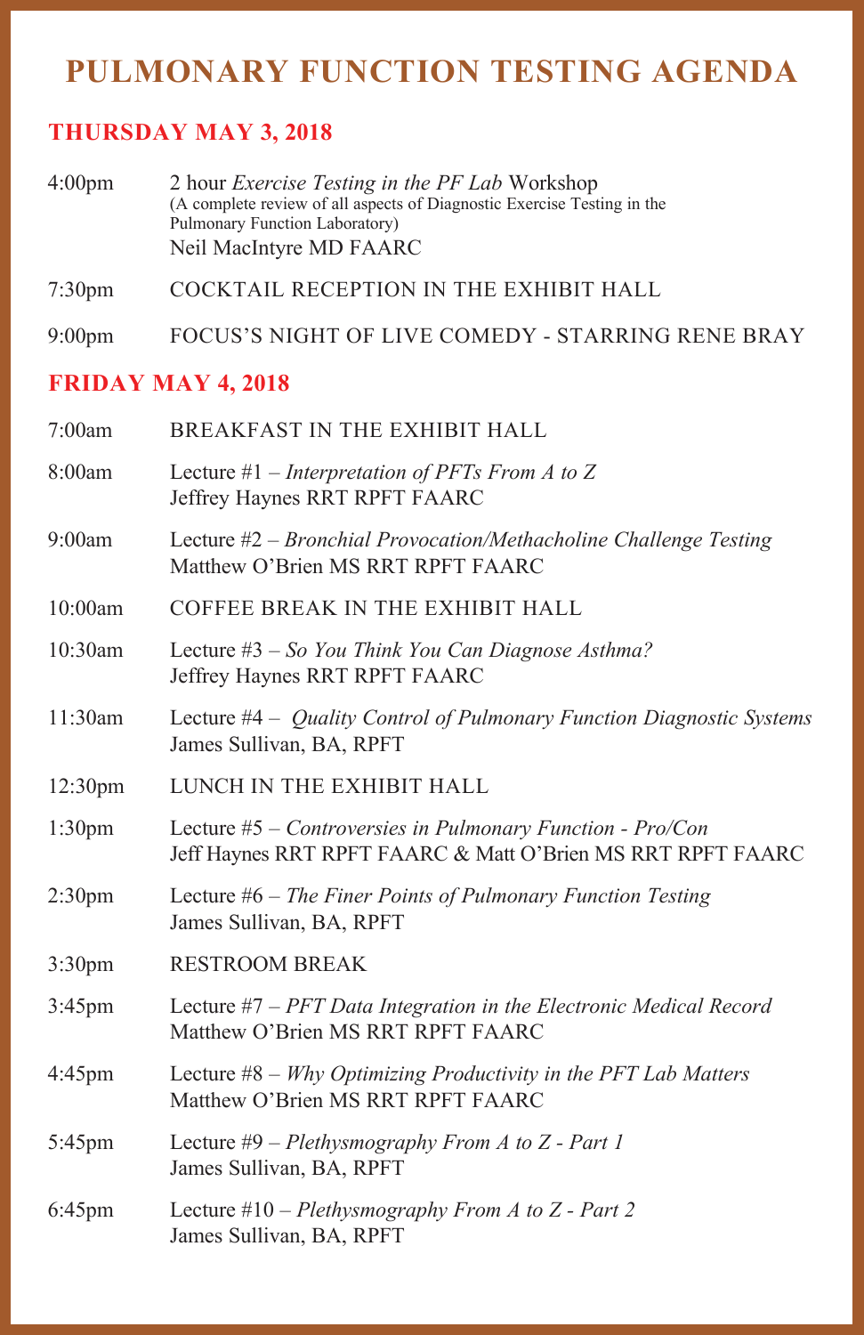# PULMONARY FUNCTION TESTING AGENDA

## THURSDAY MAY 3, 2018

4:00pm — 2 hour *Exercise Testing in the PF Lab* Workshop
(A complete review of all aspects of Diagnostic Exercise Testing in the Pulmonary Function Laboratory)
Neil MacIntyre MD FAARC

7:30pm — COCKTAIL RECEPTION IN THE EXHIBIT HALL

9:00pm — FOCUS'S NIGHT OF LIVE COMEDY - STARRING RENE BRAY

## FRIDAY MAY 4, 2018

7:00am — BREAKFAST IN THE EXHIBIT HALL

8:00am — Lecture #1 – *Interpretation of PFTs From A to Z*
Jeffrey Haynes RRT RPFT FAARC

9:00am — Lecture #2 – *Bronchial Provocation/Methacholine Challenge Testing*
Matthew O'Brien MS RRT RPFT FAARC

10:00am — COFFEE BREAK IN THE EXHIBIT HALL

10:30am — Lecture #3 – *So You Think You Can Diagnose Asthma?*
Jeffrey Haynes RRT RPFT FAARC

11:30am — Lecture #4 – *Quality Control of Pulmonary Function Diagnostic Systems*
James Sullivan, BA, RPFT

12:30pm — LUNCH IN THE EXHIBIT HALL

1:30pm — Lecture #5 – *Controversies in Pulmonary Function - Pro/Con*
Jeff Haynes RRT RPFT FAARC & Matt O'Brien MS RRT RPFT FAARC

2:30pm — Lecture #6 – *The Finer Points of Pulmonary Function Testing*
James Sullivan, BA, RPFT

3:30pm — RESTROOM BREAK

3:45pm — Lecture #7 – *PFT Data Integration in the Electronic Medical Record*
Matthew O'Brien MS RRT RPFT FAARC

4:45pm — Lecture #8 – *Why Optimizing Productivity in the PFT Lab Matters*
Matthew O'Brien MS RRT RPFT FAARC

5:45pm — Lecture #9 – *Plethysmography From A to Z - Part 1*
James Sullivan, BA, RPFT

6:45pm — Lecture #10 – *Plethysmography From A to Z - Part 2*
James Sullivan, BA, RPFT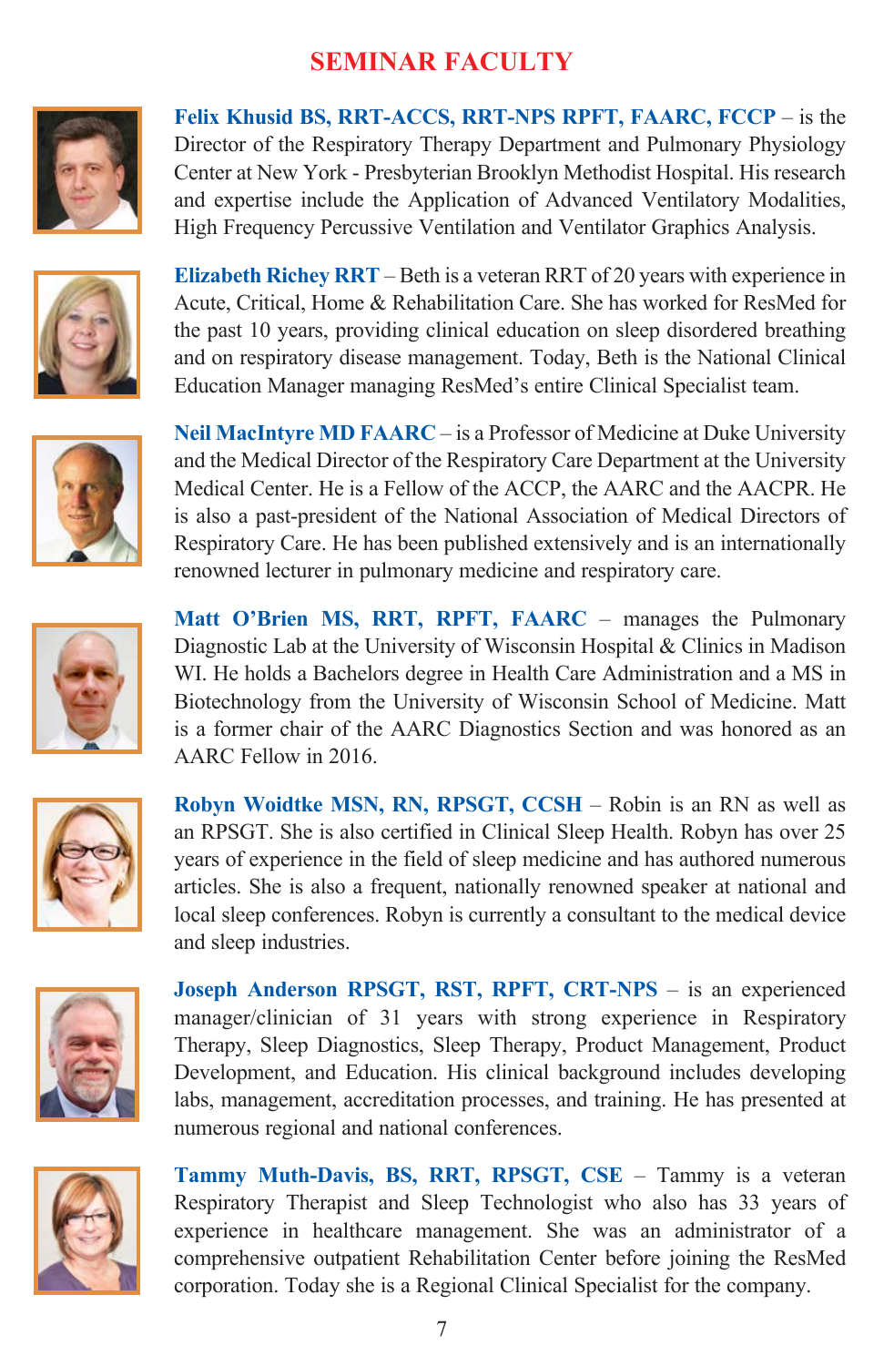# SEMINAR FACULTY

**Felix Khusid BS, RRT-ACCS, RRT-NPS RPFT, FAARC, FCCP** – is the Director of the Respiratory Therapy Department and Pulmonary Physiology Center at New York - Presbyterian Brooklyn Methodist Hospital. His research and expertise include the Application of Advanced Ventilatory Modalities, High Frequency Percussive Ventilation and Ventilator Graphics Analysis.

**Elizabeth Richey RRT** – Beth is a veteran RRT of 20 years with experience in Acute, Critical, Home & Rehabilitation Care. She has worked for ResMed for the past 10 years, providing clinical education on sleep disordered breathing and on respiratory disease management. Today, Beth is the National Clinical Education Manager managing ResMed's entire Clinical Specialist team.

**Neil MacIntyre MD FAARC** – is a Professor of Medicine at Duke University and the Medical Director of the Respiratory Care Department at the University Medical Center. He is a Fellow of the ACCP, the AARC and the AACPR. He is also a past-president of the National Association of Medical Directors of Respiratory Care. He has been published extensively and is an internationally renowned lecturer in pulmonary medicine and respiratory care.

**Matt O'Brien MS, RRT, RPFT, FAARC** – manages the Pulmonary Diagnostic Lab at the University of Wisconsin Hospital & Clinics in Madison WI. He holds a Bachelors degree in Health Care Administration and a MS in Biotechnology from the University of Wisconsin School of Medicine. Matt is a former chair of the AARC Diagnostics Section and was honored as an AARC Fellow in 2016.

**Robyn Woidtke MSN, RN, RPSGT, CCSH** – Robin is an RN as well as an RPSGT. She is also certified in Clinical Sleep Health. Robyn has over 25 years of experience in the field of sleep medicine and has authored numerous articles. She is also a frequent, nationally renowned speaker at national and local sleep conferences. Robyn is currently a consultant to the medical device and sleep industries.

**Joseph Anderson RPSGT, RST, RPFT, CRT-NPS** – is an experienced manager/clinician of 31 years with strong experience in Respiratory Therapy, Sleep Diagnostics, Sleep Therapy, Product Management, Product Development, and Education. His clinical background includes developing labs, management, accreditation processes, and training. He has presented at numerous regional and national conferences.

**Tammy Muth-Davis, BS, RRT, RPSGT, CSE** – Tammy is a veteran Respiratory Therapist and Sleep Technologist who also has 33 years of experience in healthcare management. She was an administrator of a comprehensive outpatient Rehabilitation Center before joining the ResMed corporation. Today she is a Regional Clinical Specialist for the company.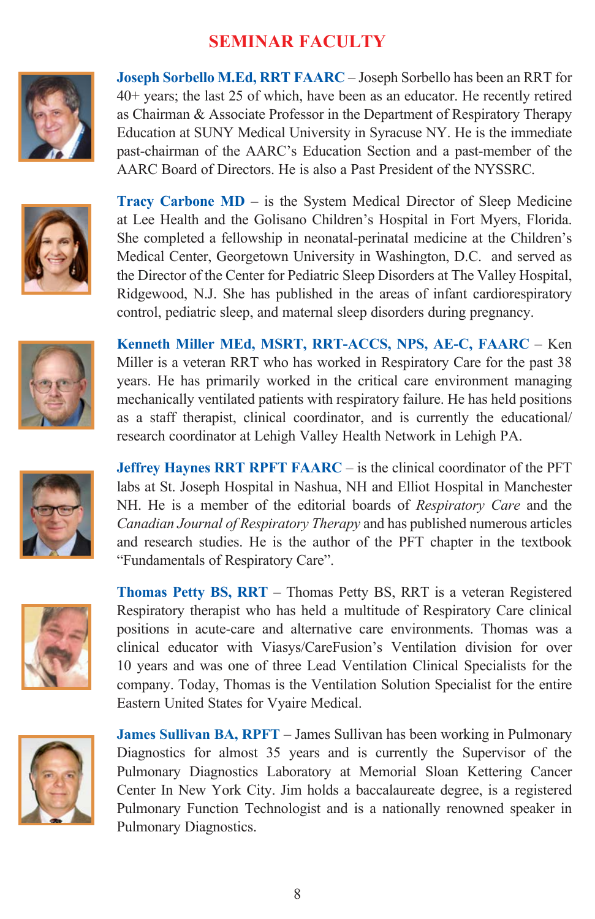# SEMINAR FACULTY

**Joseph Sorbello M.Ed, RRT FAARC** – Joseph Sorbello has been an RRT for 40+ years; the last 25 of which, have been as an educator. He recently retired as Chairman & Associate Professor in the Department of Respiratory Therapy Education at SUNY Medical University in Syracuse NY. He is the immediate past-chairman of the AARC's Education Section and a past-member of the AARC Board of Directors. He is also a Past President of the NYSSRC.

**Tracy Carbone MD** – is the System Medical Director of Sleep Medicine at Lee Health and the Golisano Children's Hospital in Fort Myers, Florida. She completed a fellowship in neonatal-perinatal medicine at the Children's Medical Center, Georgetown University in Washington, D.C. and served as the Director of the Center for Pediatric Sleep Disorders at The Valley Hospital, Ridgewood, N.J. She has published in the areas of infant cardiorespiratory control, pediatric sleep, and maternal sleep disorders during pregnancy.

**Kenneth Miller MEd, MSRT, RRT-ACCS, NPS, AE-C, FAARC** – Ken Miller is a veteran RRT who has worked in Respiratory Care for the past 38 years. He has primarily worked in the critical care environment managing mechanically ventilated patients with respiratory failure. He has held positions as a staff therapist, clinical coordinator, and is currently the educational/research coordinator at Lehigh Valley Health Network in Lehigh PA.

**Jeffrey Haynes RRT RPFT FAARC** – is the clinical coordinator of the PFT labs at St. Joseph Hospital in Nashua, NH and Elliot Hospital in Manchester NH. He is a member of the editorial boards of *Respiratory Care* and the *Canadian Journal of Respiratory Therapy* and has published numerous articles and research studies. He is the author of the PFT chapter in the textbook "Fundamentals of Respiratory Care".

**Thomas Petty BS, RRT** – Thomas Petty BS, RRT is a veteran Registered Respiratory therapist who has held a multitude of Respiratory Care clinical positions in acute-care and alternative care environments. Thomas was a clinical educator with Viasys/CareFusion's Ventilation division for over 10 years and was one of three Lead Ventilation Clinical Specialists for the company. Today, Thomas is the Ventilation Solution Specialist for the entire Eastern United States for Vyaire Medical.

**James Sullivan BA, RPFT** – James Sullivan has been working in Pulmonary Diagnostics for almost 35 years and is currently the Supervisor of the Pulmonary Diagnostics Laboratory at Memorial Sloan Kettering Cancer Center In New York City. Jim holds a baccalaureate degree, is a registered Pulmonary Function Technologist and is a nationally renowned speaker in Pulmonary Diagnostics.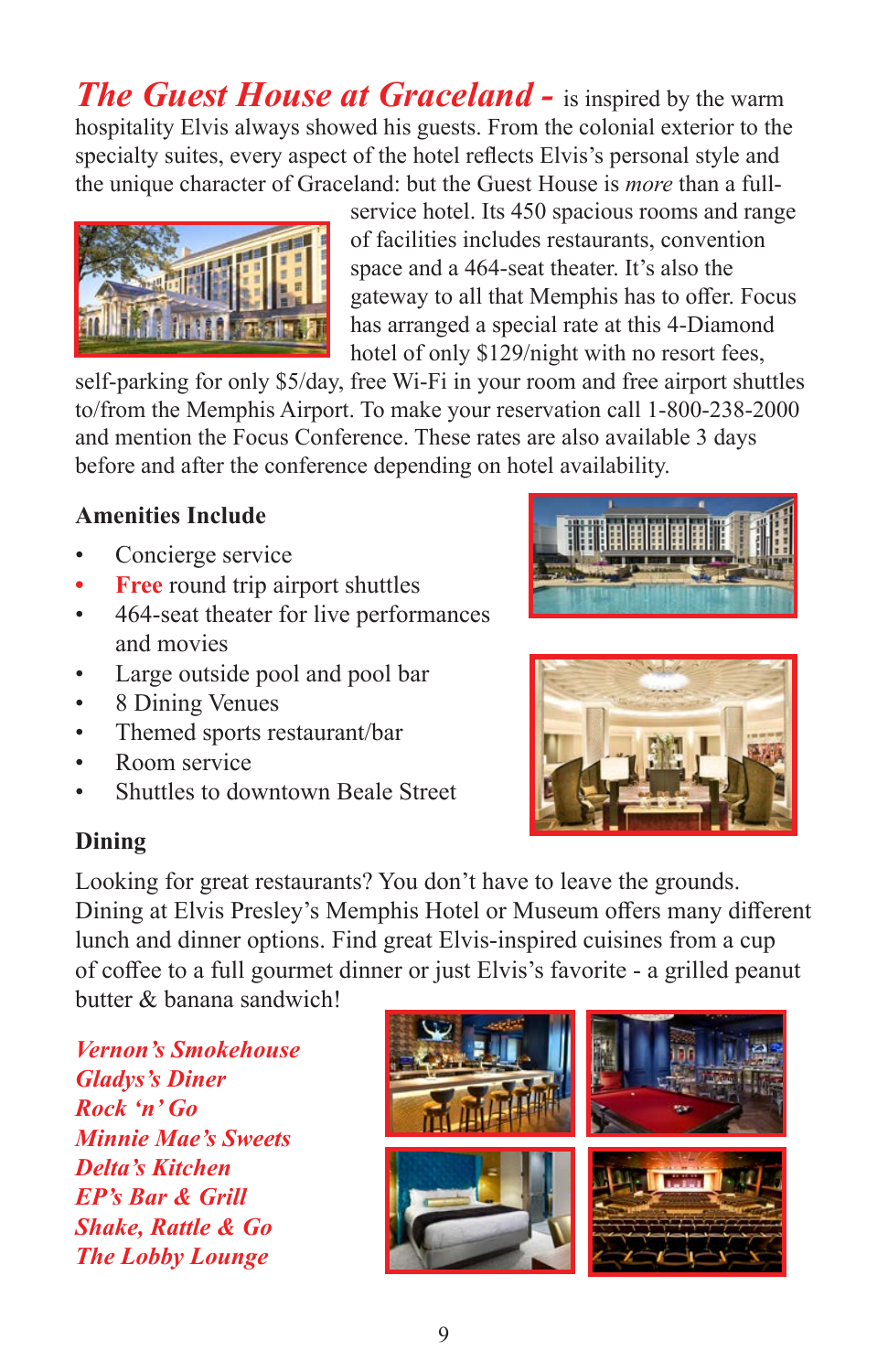***The Guest House at Graceland -*** is inspired by the warm hospitality Elvis always showed his guests. From the colonial exterior to the specialty suites, every aspect of the hotel reflects Elvis's personal style and the unique character of Graceland: but the Guest House is *more* than a full-service hotel. Its 450 spacious rooms and range of facilities includes restaurants, convention space and a 464-seat theater. It's also the gateway to all that Memphis has to offer. Focus has arranged a special rate at this 4-Diamond hotel of only $129/night with no resort fees, self-parking for only $5/day, free Wi-Fi in your room and free airport shuttles to/from the Memphis Airport. To make your reservation call 1-800-238-2000 and mention the Focus Conference. These rates are also available 3 days before and after the conference depending on hotel availability.

### Amenities Include

- Concierge service
- **Free** round trip airport shuttles
- 464-seat theater for live performances and movies
- Large outside pool and pool bar
- 8 Dining Venues
- Themed sports restaurant/bar
- Room service
- Shuttles to downtown Beale Street

### Dining

Looking for great restaurants? You don't have to leave the grounds. Dining at Elvis Presley's Memphis Hotel or Museum offers many different lunch and dinner options. Find great Elvis-inspired cuisines from a cup of coffee to a full gourmet dinner or just Elvis's favorite - a grilled peanut butter & banana sandwich!

***Vernon's Smokehouse***
***Gladys's Diner***
***Rock 'n' Go***
***Minnie Mae's Sweets***
***Delta's Kitchen***
***EP's Bar & Grill***
***Shake, Rattle & Go***
***The Lobby Lounge***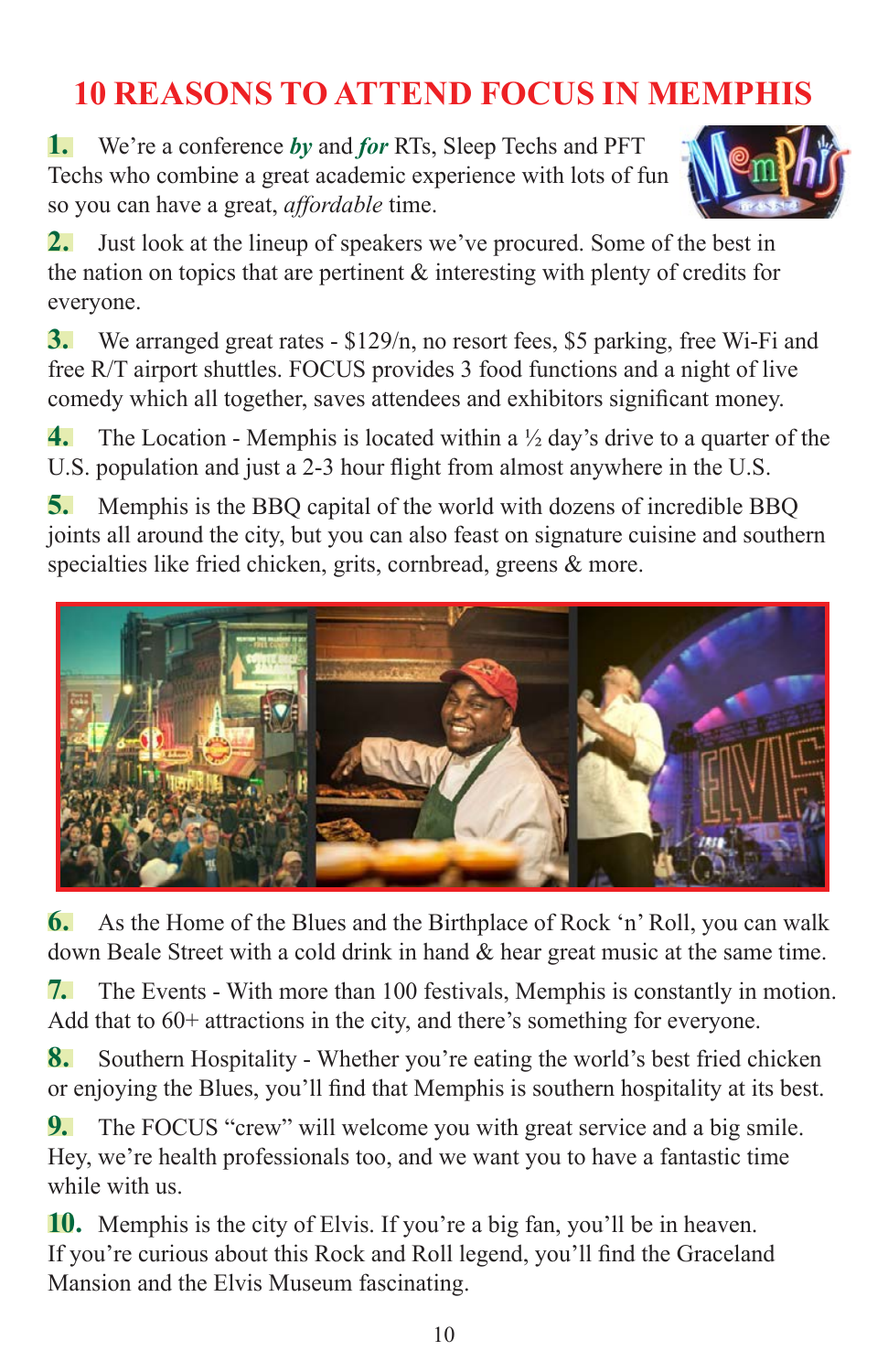# 10 REASONS TO ATTEND FOCUS IN MEMPHIS

**1.** We're a conference ***by*** and ***for*** RTs, Sleep Techs and PFT Techs who combine a great academic experience with lots of fun so you can have a great, *affordable* time.

**2.** Just look at the lineup of speakers we've procured. Some of the best in the nation on topics that are pertinent & interesting with plenty of credits for everyone.

**3.** We arranged great rates - $129/n, no resort fees, $5 parking, free Wi-Fi and free R/T airport shuttles. FOCUS provides 3 food functions and a night of live comedy which all together, saves attendees and exhibitors significant money.

**4.** The Location - Memphis is located within a ½ day's drive to a quarter of the U.S. population and just a 2-3 hour flight from almost anywhere in the U.S.

**5.** Memphis is the BBQ capital of the world with dozens of incredible BBQ joints all around the city, but you can also feast on signature cuisine and southern specialties like fried chicken, grits, cornbread, greens & more.

**6.** As the Home of the Blues and the Birthplace of Rock 'n' Roll, you can walk down Beale Street with a cold drink in hand & hear great music at the same time.

**7.** The Events - With more than 100 festivals, Memphis is constantly in motion. Add that to 60+ attractions in the city, and there's something for everyone.

**8.** Southern Hospitality - Whether you're eating the world's best fried chicken or enjoying the Blues, you'll find that Memphis is southern hospitality at its best.

**9.** The FOCUS "crew" will welcome you with great service and a big smile. Hey, we're health professionals too, and we want you to have a fantastic time while with us.

**10.** Memphis is the city of Elvis. If you're a big fan, you'll be in heaven. If you're curious about this Rock and Roll legend, you'll find the Graceland Mansion and the Elvis Museum fascinating.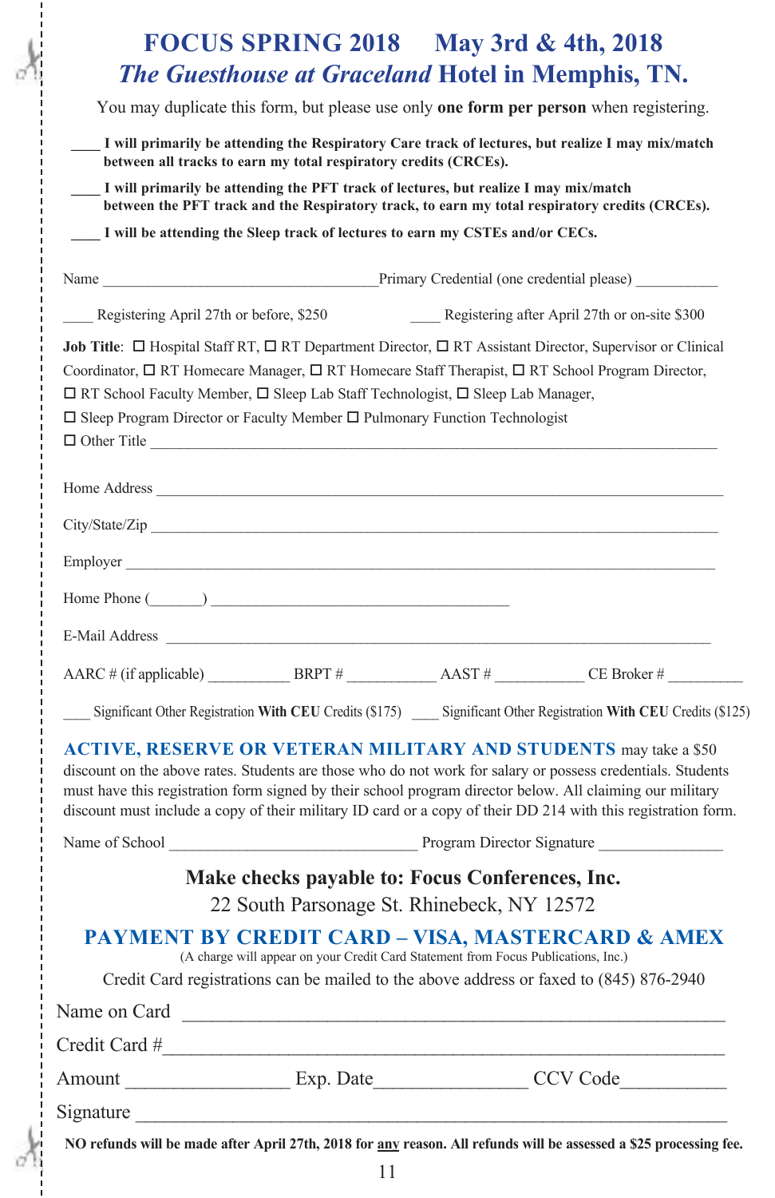# FOCUS SPRING 2018 May 3rd & 4th, 2018

## *The Guesthouse at Graceland* Hotel in Memphis, TN.

You may duplicate this form, but please use only **one form per person** when registering.

____ **I will primarily be attending the Respiratory Care track of lectures, but realize I may mix/match between all tracks to earn my total respiratory credits (CRCEs).**

____ **I will primarily be attending the PFT track of lectures, but realize I may mix/match between the PFT track and the Respiratory track, to earn my total respiratory credits (CRCEs).**

____ **I will be attending the Sleep track of lectures to earn my CSTEs and/or CECs.**

Name ____________________________________Primary Credential (one credential please) ___________

____ Registering April 27th or before, $250 ____ Registering after April 27th or on-site $300

**Job Title**: ☐ Hospital Staff RT, ☐ RT Department Director, ☐ RT Assistant Director, Supervisor or Clinical Coordinator, ☐ RT Homecare Manager, ☐ RT Homecare Staff Therapist, ☐ RT School Program Director, ☐ RT School Faculty Member, ☐ Sleep Lab Staff Technologist, ☐ Sleep Lab Manager, ☐ Sleep Program Director or Faculty Member ☐ Pulmonary Function Technologist ☐ Other Title ___________________________________________________________________________

Home Address ___________________________________________________________________________

City/State/Zip ___________________________________________________________________________

Employer ______________________________________________________________________________

Home Phone (_______) ________________________________________

E-Mail Address _________________________________________________________________________

AARC # (if applicable) __________ BRPT # ___________ AAST # ___________ CE Broker # _________

____ Significant Other Registration **With CEU** Credits ($175) ____ Significant Other Registration **With CEU** Credits ($125)

**ACTIVE, RESERVE OR VETERAN MILITARY AND STUDENTS** may take a $50 discount on the above rates. Students are those who do not work for salary or possess credentials. Students must have this registration form signed by their school program director below. All claiming our military discount must include a copy of their military ID card or a copy of their DD 214 with this registration form.

Name of School ______________________________ Program Director Signature _______________

**Make checks payable to: Focus Conferences, Inc.**
22 South Parsonage St. Rhinebeck, NY 12572

**PAYMENT BY CREDIT CARD – VISA, MASTERCARD & AMEX**

(A charge will appear on your Credit Card Statement from Focus Publications, Inc.)

Credit Card registrations can be mailed to the above address or faxed to (845) 876-2940

Name on Card ____________________________________________________

Credit Card #_____________________________________________________

Amount ________________ Exp. Date_______________ CCV Code__________

Signature ________________________________________________________

**NO refunds will be made after April 27th, 2018 for <u>any</u> reason. All refunds will be assessed a $25 processing fee.**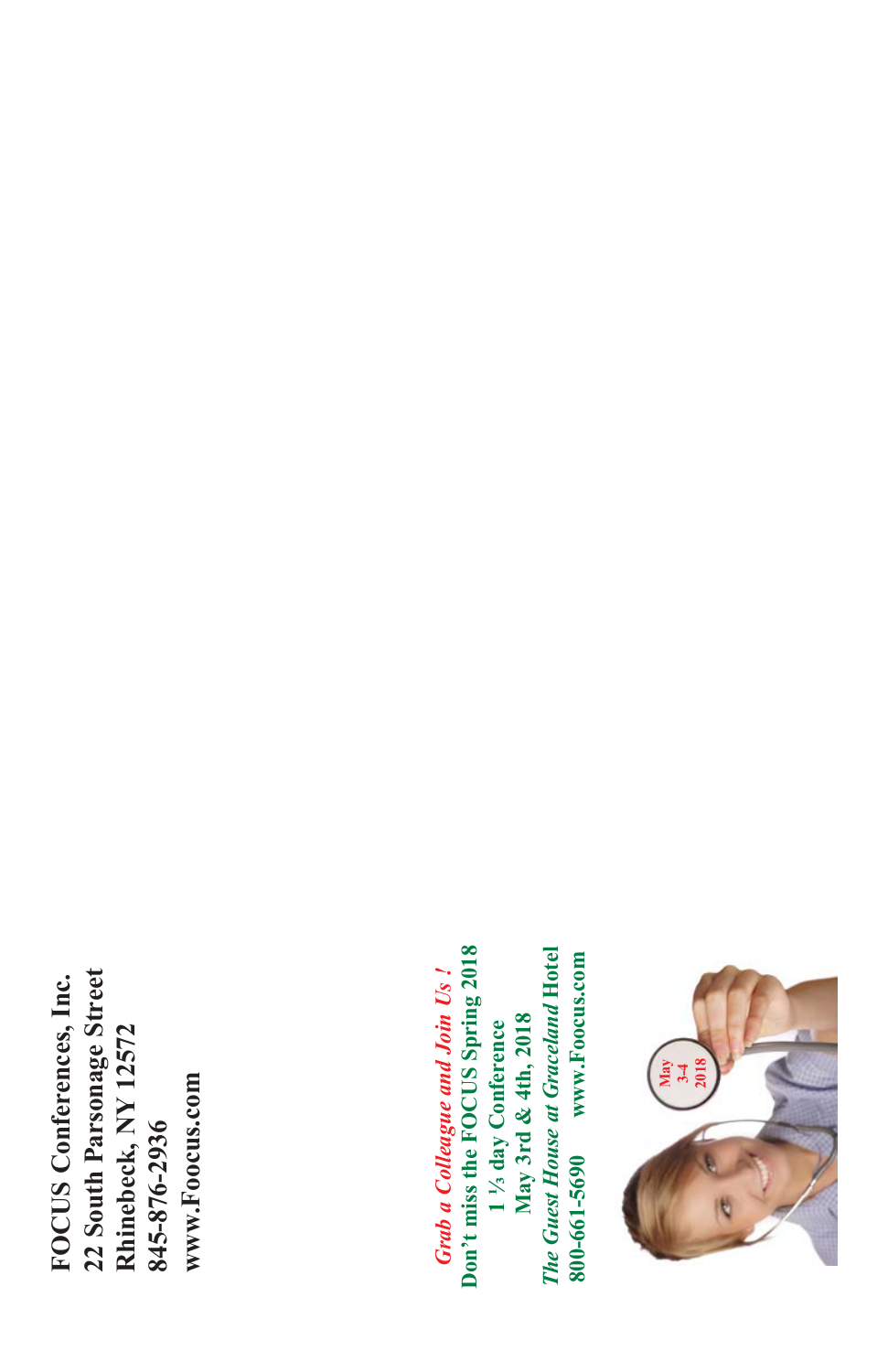**FOCUS Conferences, Inc.**
**22 South Parsonage Street**
**Rhinebeck, NY 12572**
**845-876-2936**
**www.Foocus.com**

*Grab a Colleague and Join Us !*

**Don't miss the FOCUS Spring 2018**

**1 ½ day Conference**

**May 3rd & 4th, 2018**

***The Guest House at Graceland* Hotel**

**800-661-5690 www.Foocus.com**

May
3-4
2018